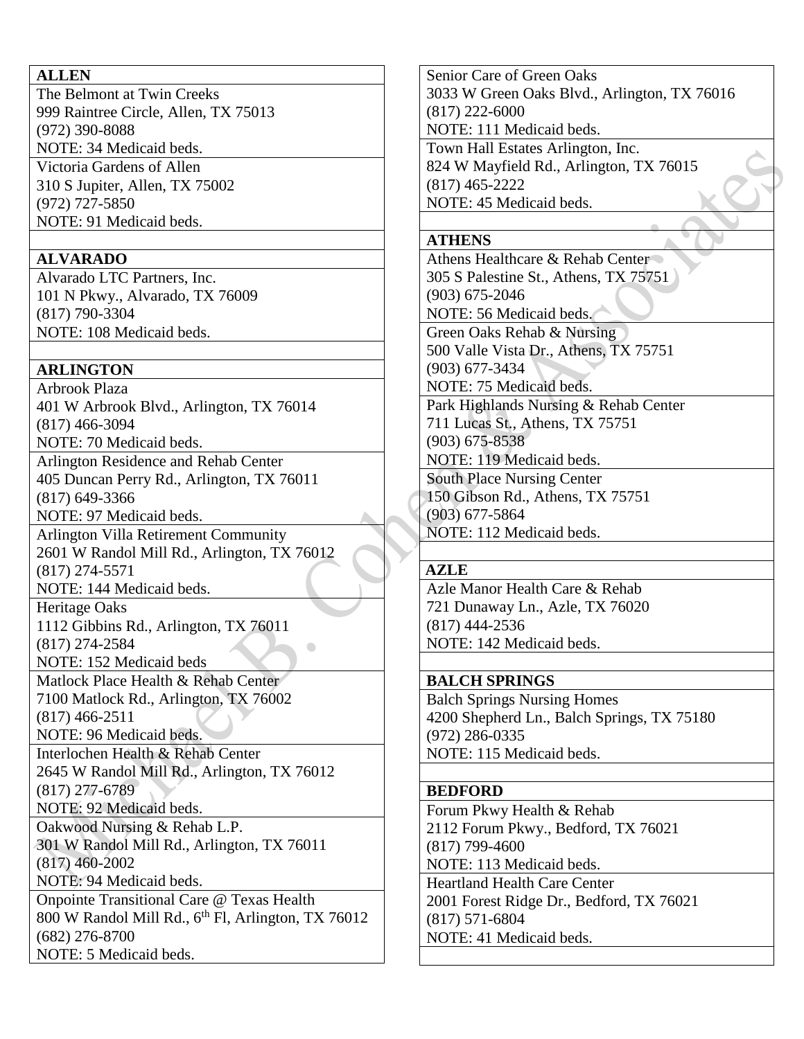## ALLEN

The Belmont at Twin Creeks
999 Raintree Circle, Allen, TX 75013
(972) 390-8088
NOTE: 34 Medicaid beds.

Victoria Gardens of Allen
310 S Jupiter, Allen, TX 75002
(972) 727-5850
NOTE: 91 Medicaid beds.

## ALVARADO

Alvarado LTC Partners, Inc.
101 N Pkwy., Alvarado, TX 76009
(817) 790-3304
NOTE: 108 Medicaid beds.

## ARLINGTON

Arbrook Plaza
401 W Arbrook Blvd., Arlington, TX 76014
(817) 466-3094
NOTE: 70 Medicaid beds.

Arlington Residence and Rehab Center
405 Duncan Perry Rd., Arlington, TX 76011
(817) 649-3366
NOTE: 97 Medicaid beds.

Arlington Villa Retirement Community
2601 W Randol Mill Rd., Arlington, TX 76012
(817) 274-5571
NOTE: 144 Medicaid beds.

Heritage Oaks
1112 Gibbins Rd., Arlington, TX 76011
(817) 274-2584
NOTE: 152 Medicaid beds

Matlock Place Health & Rehab Center
7100 Matlock Rd., Arlington, TX 76002
(817) 466-2511
NOTE: 96 Medicaid beds.

Interlochen Health & Rehab Center
2645 W Randol Mill Rd., Arlington, TX 76012
(817) 277-6789
NOTE: 92 Medicaid beds.

Oakwood Nursing & Rehab L.P.
301 W Randol Mill Rd., Arlington, TX 76011
(817) 460-2002
NOTE: 94 Medicaid beds.

Onpointe Transitional Care @ Texas Health
800 W Randol Mill Rd., 6th Fl, Arlington, TX 76012
(682) 276-8700
NOTE: 5 Medicaid beds.

Senior Care of Green Oaks
3033 W Green Oaks Blvd., Arlington, TX 76016
(817) 222-6000
NOTE: 111 Medicaid beds.

Town Hall Estates Arlington, Inc.
824 W Mayfield Rd., Arlington, TX 76015
(817) 465-2222
NOTE: 45 Medicaid beds.

## ATHENS

Athens Healthcare & Rehab Center
305 S Palestine St., Athens, TX 75751
(903) 675-2046
NOTE: 56 Medicaid beds.

Green Oaks Rehab & Nursing
500 Valle Vista Dr., Athens, TX 75751
(903) 677-3434
NOTE: 75 Medicaid beds.

Park Highlands Nursing & Rehab Center
711 Lucas St., Athens, TX 75751
(903) 675-8538
NOTE: 119 Medicaid beds.

South Place Nursing Center
150 Gibson Rd., Athens, TX 75751
(903) 677-5864
NOTE: 112 Medicaid beds.

## AZLE

Azle Manor Health Care & Rehab
721 Dunaway Ln., Azle, TX 76020
(817) 444-2536
NOTE: 142 Medicaid beds.

## BALCH SPRINGS

Balch Springs Nursing Homes
4200 Shepherd Ln., Balch Springs, TX 75180
(972) 286-0335
NOTE: 115 Medicaid beds.

## BEDFORD

Forum Pkwy Health & Rehab
2112 Forum Pkwy., Bedford, TX 76021
(817) 799-4600
NOTE: 113 Medicaid beds.

Heartland Health Care Center
2001 Forest Ridge Dr., Bedford, TX 76021
(817) 571-6804
NOTE: 41 Medicaid beds.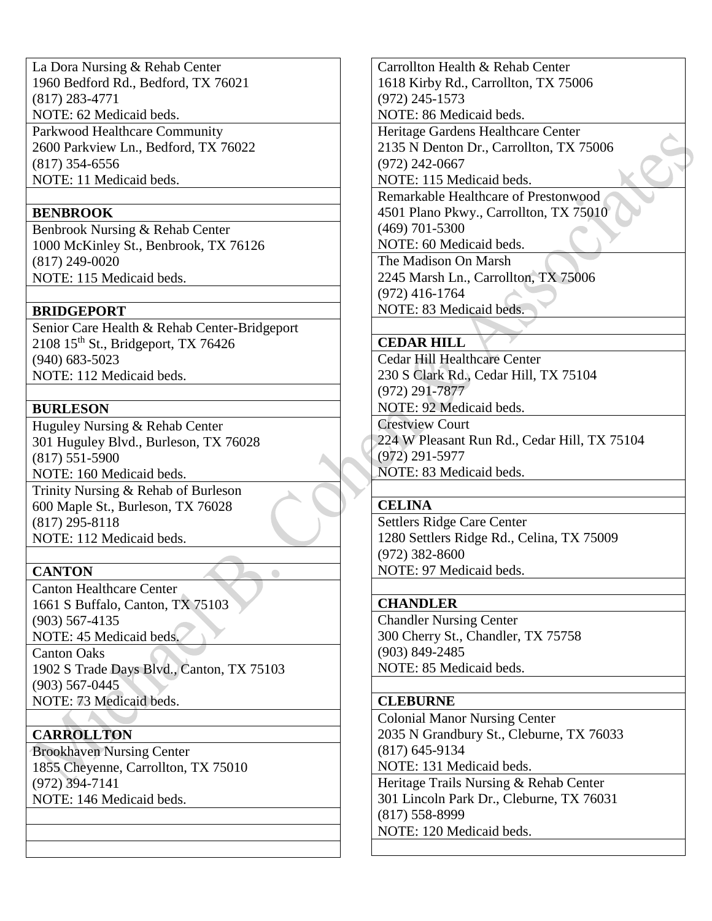La Dora Nursing & Rehab Center
1960 Bedford Rd., Bedford, TX 76021
(817) 283-4771
NOTE: 62 Medicaid beds.

Parkwood Healthcare Community
2600 Parkview Ln., Bedford, TX 76022
(817) 354-6556
NOTE: 11 Medicaid beds.

**BENBROOK**

Benbrook Nursing & Rehab Center
1000 McKinley St., Benbrook, TX 76126
(817) 249-0020
NOTE: 115 Medicaid beds.

**BRIDGEPORT**

Senior Care Health & Rehab Center-Bridgeport
2108 15th St., Bridgeport, TX 76426
(940) 683-5023
NOTE: 112 Medicaid beds.

**BURLESON**

Huguley Nursing & Rehab Center
301 Huguley Blvd., Burleson, TX 76028
(817) 551-5900
NOTE: 160 Medicaid beds.

Trinity Nursing & Rehab of Burleson
600 Maple St., Burleson, TX 76028
(817) 295-8118
NOTE: 112 Medicaid beds.

**CANTON**

Canton Healthcare Center
1661 S Buffalo, Canton, TX 75103
(903) 567-4135
NOTE: 45 Medicaid beds.

Canton Oaks
1902 S Trade Days Blvd., Canton, TX 75103
(903) 567-0445
NOTE: 73 Medicaid beds.

**CARROLLTON**

Brookhaven Nursing Center
1855 Cheyenne, Carrollton, TX 75010
(972) 394-7141
NOTE: 146 Medicaid beds.

Carrollton Health & Rehab Center
1618 Kirby Rd., Carrollton, TX 75006
(972) 245-1573
NOTE: 86 Medicaid beds.

Heritage Gardens Healthcare Center
2135 N Denton Dr., Carrollton, TX 75006
(972) 242-0667
NOTE: 115 Medicaid beds.

Remarkable Healthcare of Prestonwood
4501 Plano Pkwy., Carrollton, TX 75010
(469) 701-5300
NOTE: 60 Medicaid beds.

The Madison On Marsh
2245 Marsh Ln., Carrollton, TX 75006
(972) 416-1764
NOTE: 83 Medicaid beds.

**CEDAR HILL**

Cedar Hill Healthcare Center
230 S Clark Rd., Cedar Hill, TX 75104
(972) 291-7877
NOTE: 92 Medicaid beds.

Crestview Court
224 W Pleasant Run Rd., Cedar Hill, TX 75104
(972) 291-5977
NOTE: 83 Medicaid beds.

**CELINA**

Settlers Ridge Care Center
1280 Settlers Ridge Rd., Celina, TX 75009
(972) 382-8600
NOTE: 97 Medicaid beds.

**CHANDLER**

Chandler Nursing Center
300 Cherry St., Chandler, TX 75758
(903) 849-2485
NOTE: 85 Medicaid beds.

**CLEBURNE**

Colonial Manor Nursing Center
2035 N Grandbury St., Cleburne, TX 76033
(817) 645-9134
NOTE: 131 Medicaid beds.

Heritage Trails Nursing & Rehab Center
301 Lincoln Park Dr., Cleburne, TX 76031
(817) 558-8999
NOTE: 120 Medicaid beds.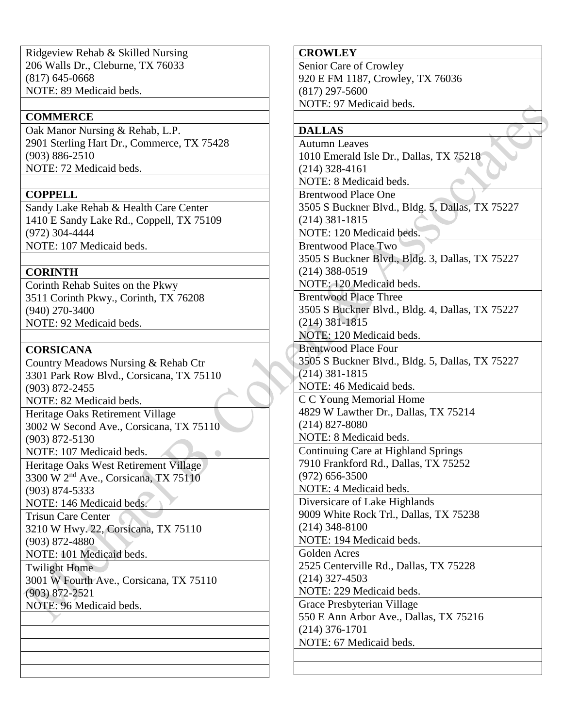Ridgeview Rehab & Skilled Nursing
206 Walls Dr., Cleburne, TX 76033
(817) 645-0668
NOTE: 89 Medicaid beds.

**COMMERCE**

Oak Manor Nursing & Rehab, L.P.
2901 Sterling Hart Dr., Commerce, TX 75428
(903) 886-2510
NOTE: 72 Medicaid beds.

**COPPELL**

Sandy Lake Rehab & Health Care Center
1410 E Sandy Lake Rd., Coppell, TX 75109
(972) 304-4444
NOTE: 107 Medicaid beds.

**CORINTH**

Corinth Rehab Suites on the Pkwy
3511 Corinth Pkwy., Corinth, TX 76208
(940) 270-3400
NOTE: 92 Medicaid beds.

**CORSICANA**

Country Meadows Nursing & Rehab Ctr
3301 Park Row Blvd., Corsicana, TX 75110
(903) 872-2455
NOTE: 82 Medicaid beds.

Heritage Oaks Retirement Village
3002 W Second Ave., Corsicana, TX 75110
(903) 872-5130
NOTE: 107 Medicaid beds.

Heritage Oaks West Retirement Village
3300 W 2nd Ave., Corsicana, TX 75110
(903) 874-5333
NOTE: 146 Medicaid beds.

Trisun Care Center
3210 W Hwy. 22, Corsicana, TX 75110
(903) 872-4880
NOTE: 101 Medicaid beds.

Twilight Home
3001 W Fourth Ave., Corsicana, TX 75110
(903) 872-2521
NOTE: 96 Medicaid beds.

**CROWLEY**

Senior Care of Crowley
920 E FM 1187, Crowley, TX 76036
(817) 297-5600
NOTE: 97 Medicaid beds.

**DALLAS**

Autumn Leaves
1010 Emerald Isle Dr., Dallas, TX 75218
(214) 328-4161
NOTE: 8 Medicaid beds.

Brentwood Place One
3505 S Buckner Blvd., Bldg. 5, Dallas, TX 75227
(214) 381-1815
NOTE: 120 Medicaid beds.

Brentwood Place Two
3505 S Buckner Blvd., Bldg. 3, Dallas, TX 75227
(214) 388-0519
NOTE: 120 Medicaid beds.

Brentwood Place Three
3505 S Buckner Blvd., Bldg. 4, Dallas, TX 75227
(214) 381-1815
NOTE: 120 Medicaid beds.

Brentwood Place Four
3505 S Buckner Blvd., Bldg. 5, Dallas, TX 75227
(214) 381-1815
NOTE: 46 Medicaid beds.

C C Young Memorial Home
4829 W Lawther Dr., Dallas, TX 75214
(214) 827-8080
NOTE: 8 Medicaid beds.

Continuing Care at Highland Springs
7910 Frankford Rd., Dallas, TX 75252
(972) 656-3500
NOTE: 4 Medicaid beds.

Diversicare of Lake Highlands
9009 White Rock Trl., Dallas, TX 75238
(214) 348-8100
NOTE: 194 Medicaid beds.

Golden Acres
2525 Centerville Rd., Dallas, TX 75228
(214) 327-4503
NOTE: 229 Medicaid beds.

Grace Presbyterian Village
550 E Ann Arbor Ave., Dallas, TX 75216
(214) 376-1701
NOTE: 67 Medicaid beds.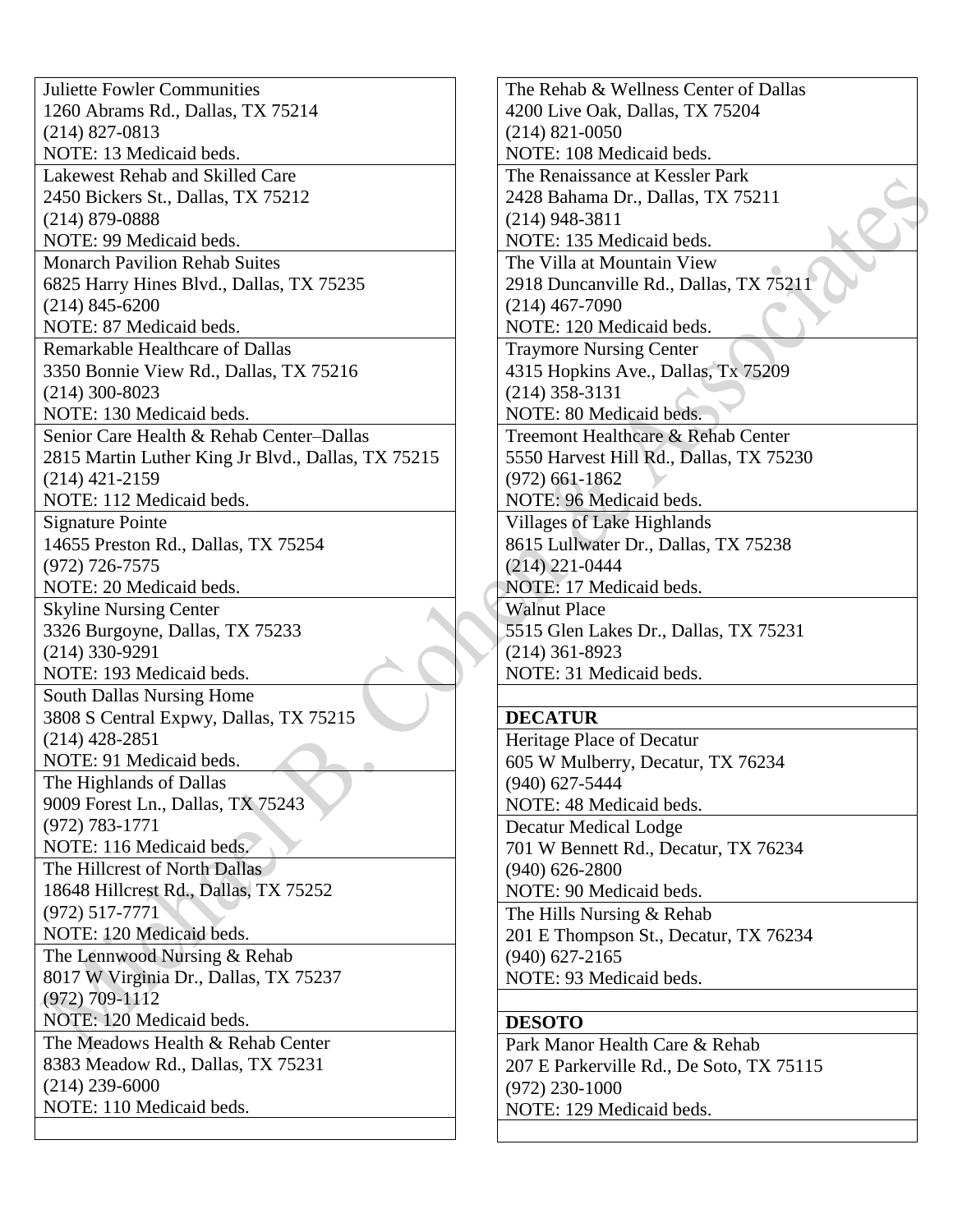Juliette Fowler Communities
1260 Abrams Rd., Dallas, TX 75214
(214) 827-0813
NOTE: 13 Medicaid beds.

Lakewest Rehab and Skilled Care
2450 Bickers St., Dallas, TX 75212
(214) 879-0888
NOTE: 99 Medicaid beds.

Monarch Pavilion Rehab Suites
6825 Harry Hines Blvd., Dallas, TX 75235
(214) 845-6200
NOTE: 87 Medicaid beds.

Remarkable Healthcare of Dallas
3350 Bonnie View Rd., Dallas, TX 75216
(214) 300-8023
NOTE: 130 Medicaid beds.

Senior Care Health & Rehab Center–Dallas
2815 Martin Luther King Jr Blvd., Dallas, TX 75215
(214) 421-2159
NOTE: 112 Medicaid beds.

Signature Pointe
14655 Preston Rd., Dallas, TX 75254
(972) 726-7575
NOTE: 20 Medicaid beds.

Skyline Nursing Center
3326 Burgoyne, Dallas, TX 75233
(214) 330-9291
NOTE: 193 Medicaid beds.

South Dallas Nursing Home
3808 S Central Expwy, Dallas, TX 75215
(214) 428-2851
NOTE: 91 Medicaid beds.

The Highlands of Dallas
9009 Forest Ln., Dallas, TX 75243
(972) 783-1771
NOTE: 116 Medicaid beds.

The Hillcrest of North Dallas
18648 Hillcrest Rd., Dallas, TX 75252
(972) 517-7771
NOTE: 120 Medicaid beds.

The Lennwood Nursing & Rehab
8017 W Virginia Dr., Dallas, TX 75237
(972) 709-1112
NOTE: 120 Medicaid beds.

The Meadows Health & Rehab Center
8383 Meadow Rd., Dallas, TX 75231
(214) 239-6000
NOTE: 110 Medicaid beds.

The Rehab & Wellness Center of Dallas
4200 Live Oak, Dallas, TX 75204
(214) 821-0050
NOTE: 108 Medicaid beds.

The Renaissance at Kessler Park
2428 Bahama Dr., Dallas, TX 75211
(214) 948-3811
NOTE: 135 Medicaid beds.

The Villa at Mountain View
2918 Duncanville Rd., Dallas, TX 75211
(214) 467-7090
NOTE: 120 Medicaid beds.

Traymore Nursing Center
4315 Hopkins Ave., Dallas, Tx 75209
(214) 358-3131
NOTE: 80 Medicaid beds.

Treemont Healthcare & Rehab Center
5550 Harvest Hill Rd., Dallas, TX 75230
(972) 661-1862
NOTE: 96 Medicaid beds.

Villages of Lake Highlands
8615 Lullwater Dr., Dallas, TX 75238
(214) 221-0444
NOTE: 17 Medicaid beds.

Walnut Place
5515 Glen Lakes Dr., Dallas, TX 75231
(214) 361-8923
NOTE: 31 Medicaid beds.

**DECATUR**

Heritage Place of Decatur
605 W Mulberry, Decatur, TX 76234
(940) 627-5444
NOTE: 48 Medicaid beds.

Decatur Medical Lodge
701 W Bennett Rd., Decatur, TX 76234
(940) 626-2800
NOTE: 90 Medicaid beds.

The Hills Nursing & Rehab
201 E Thompson St., Decatur, TX 76234
(940) 627-2165
NOTE: 93 Medicaid beds.

**DESOTO**

Park Manor Health Care & Rehab
207 E Parkerville Rd., De Soto, TX 75115
(972) 230-1000
NOTE: 129 Medicaid beds.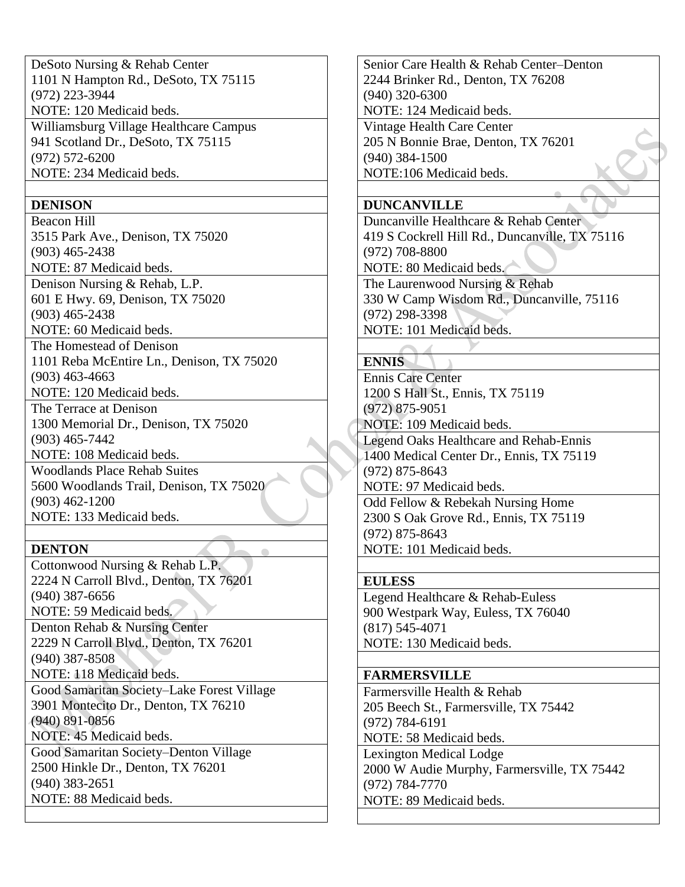DeSoto Nursing & Rehab Center
1101 N Hampton Rd., DeSoto, TX 75115
(972) 223-3944
NOTE: 120 Medicaid beds.

Williamsburg Village Healthcare Campus
941 Scotland Dr., DeSoto, TX 75115
(972) 572-6200
NOTE: 234 Medicaid beds.

**DENISON**

Beacon Hill
3515 Park Ave., Denison, TX 75020
(903) 465-2438
NOTE: 87 Medicaid beds.

Denison Nursing & Rehab, L.P.
601 E Hwy. 69, Denison, TX 75020
(903) 465-2438
NOTE: 60 Medicaid beds.

The Homestead of Denison
1101 Reba McEntire Ln., Denison, TX 75020
(903) 463-4663
NOTE: 120 Medicaid beds.

The Terrace at Denison
1300 Memorial Dr., Denison, TX 75020
(903) 465-7442
NOTE: 108 Medicaid beds.

Woodlands Place Rehab Suites
5600 Woodlands Trail, Denison, TX 75020
(903) 462-1200
NOTE: 133 Medicaid beds.

**DENTON**

Cottonwood Nursing & Rehab L.P.
2224 N Carroll Blvd., Denton, TX 76201
(940) 387-6656
NOTE: 59 Medicaid beds.

Denton Rehab & Nursing Center
2229 N Carroll Blvd., Denton, TX 76201
(940) 387-8508
NOTE: 118 Medicaid beds.

Good Samaritan Society–Lake Forest Village
3901 Montecito Dr., Denton, TX 76210
(940) 891-0856
NOTE: 45 Medicaid beds.

Good Samaritan Society–Denton Village
2500 Hinkle Dr., Denton, TX 76201
(940) 383-2651
NOTE: 88 Medicaid beds.

Senior Care Health & Rehab Center–Denton
2244 Brinker Rd., Denton, TX 76208
(940) 320-6300
NOTE: 124 Medicaid beds.

Vintage Health Care Center
205 N Bonnie Brae, Denton, TX 76201
(940) 384-1500
NOTE:106 Medicaid beds.

**DUNCANVILLE**

Duncanville Healthcare & Rehab Center
419 S Cockrell Hill Rd., Duncanville, TX 75116
(972) 708-8800
NOTE: 80 Medicaid beds.

The Laurenwood Nursing & Rehab
330 W Camp Wisdom Rd., Duncanville, 75116
(972) 298-3398
NOTE: 101 Medicaid beds.

**ENNIS**

Ennis Care Center
1200 S Hall St., Ennis, TX 75119
(972) 875-9051
NOTE: 109 Medicaid beds.

Legend Oaks Healthcare and Rehab-Ennis
1400 Medical Center Dr., Ennis, TX 75119
(972) 875-8643
NOTE: 97 Medicaid beds.

Odd Fellow & Rebekah Nursing Home
2300 S Oak Grove Rd., Ennis, TX 75119
(972) 875-8643
NOTE: 101 Medicaid beds.

**EULESS**

Legend Healthcare & Rehab-Euless
900 Westpark Way, Euless, TX 76040
(817) 545-4071
NOTE: 130 Medicaid beds.

**FARMERSVILLE**

Farmersville Health & Rehab
205 Beech St., Farmersville, TX 75442
(972) 784-6191
NOTE: 58 Medicaid beds.

Lexington Medical Lodge
2000 W Audie Murphy, Farmersville, TX 75442
(972) 784-7770
NOTE: 89 Medicaid beds.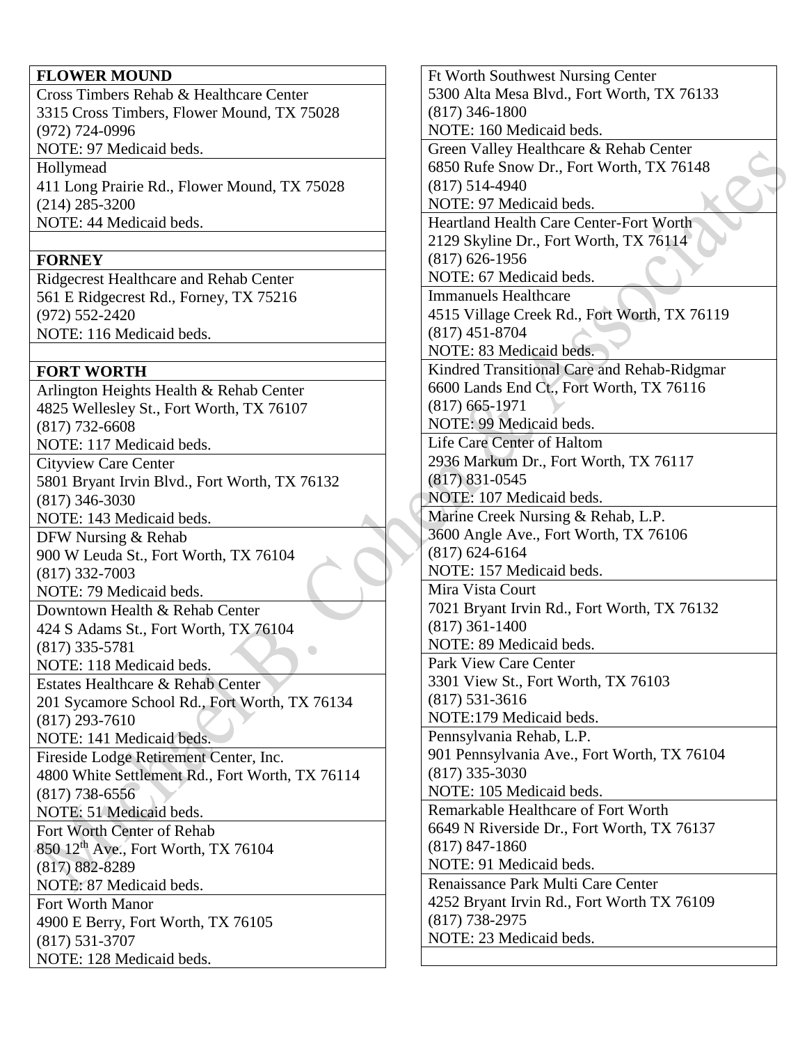**FLOWER MOUND**

Cross Timbers Rehab & Healthcare Center
3315 Cross Timbers, Flower Mound, TX 75028
(972) 724-0996
NOTE: 97 Medicaid beds.

Hollymead
411 Long Prairie Rd., Flower Mound, TX 75028
(214) 285-3200
NOTE: 44 Medicaid beds.

**FORNEY**

Ridgecrest Healthcare and Rehab Center
561 E Ridgecrest Rd., Forney, TX 75216
(972) 552-2420
NOTE: 116 Medicaid beds.

**FORT WORTH**

Arlington Heights Health & Rehab Center
4825 Wellesley St., Fort Worth, TX 76107
(817) 732-6608
NOTE: 117 Medicaid beds.

Cityview Care Center
5801 Bryant Irvin Blvd., Fort Worth, TX 76132
(817) 346-3030
NOTE: 143 Medicaid beds.

DFW Nursing & Rehab
900 W Leuda St., Fort Worth, TX 76104
(817) 332-7003
NOTE: 79 Medicaid beds.

Downtown Health & Rehab Center
424 S Adams St., Fort Worth, TX 76104
(817) 335-5781
NOTE: 118 Medicaid beds.

Estates Healthcare & Rehab Center
201 Sycamore School Rd., Fort Worth, TX 76134
(817) 293-7610
NOTE: 141 Medicaid beds.

Fireside Lodge Retirement Center, Inc.
4800 White Settlement Rd., Fort Worth, TX 76114
(817) 738-6556
NOTE: 51 Medicaid beds.

Fort Worth Center of Rehab
850 12th Ave., Fort Worth, TX 76104
(817) 882-8289
NOTE: 87 Medicaid beds.

Fort Worth Manor
4900 E Berry, Fort Worth, TX 76105
(817) 531-3707
NOTE: 128 Medicaid beds.

Ft Worth Southwest Nursing Center
5300 Alta Mesa Blvd., Fort Worth, TX 76133
(817) 346-1800
NOTE: 160 Medicaid beds.

Green Valley Healthcare & Rehab Center
6850 Rufe Snow Dr., Fort Worth, TX 76148
(817) 514-4940
NOTE: 97 Medicaid beds.

Heartland Health Care Center-Fort Worth
2129 Skyline Dr., Fort Worth, TX 76114
(817) 626-1956
NOTE: 67 Medicaid beds.

Immanuels Healthcare
4515 Village Creek Rd., Fort Worth, TX 76119
(817) 451-8704
NOTE: 83 Medicaid beds.

Kindred Transitional Care and Rehab-Ridgmar
6600 Lands End Ct., Fort Worth, TX 76116
(817) 665-1971
NOTE: 99 Medicaid beds.

Life Care Center of Haltom
2936 Markum Dr., Fort Worth, TX 76117
(817) 831-0545
NOTE: 107 Medicaid beds.

Marine Creek Nursing & Rehab, L.P.
3600 Angle Ave., Fort Worth, TX 76106
(817) 624-6164
NOTE: 157 Medicaid beds.

Mira Vista Court
7021 Bryant Irvin Rd., Fort Worth, TX 76132
(817) 361-1400
NOTE: 89 Medicaid beds.

Park View Care Center
3301 View St., Fort Worth, TX 76103
(817) 531-3616
NOTE:179 Medicaid beds.

Pennsylvania Rehab, L.P.
901 Pennsylvania Ave., Fort Worth, TX 76104
(817) 335-3030
NOTE: 105 Medicaid beds.

Remarkable Healthcare of Fort Worth
6649 N Riverside Dr., Fort Worth, TX 76137
(817) 847-1860
NOTE: 91 Medicaid beds.

Renaissance Park Multi Care Center
4252 Bryant Irvin Rd., Fort Worth TX 76109
(817) 738-2975
NOTE: 23 Medicaid beds.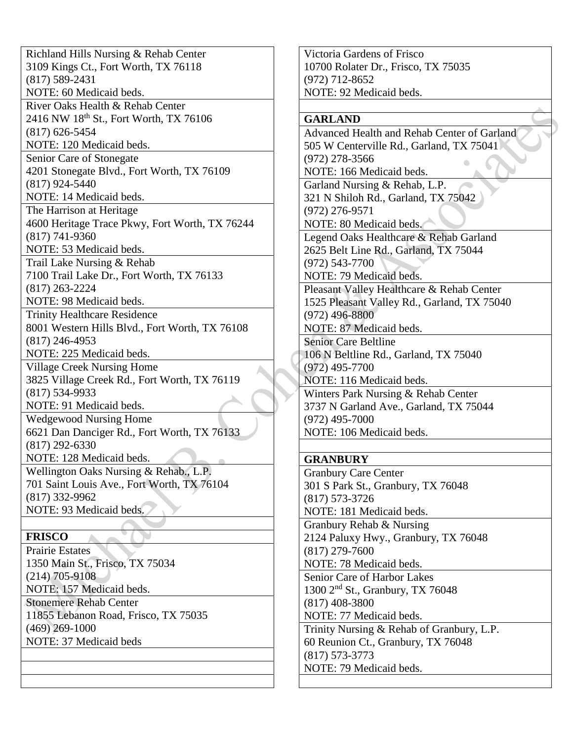Richland Hills Nursing & Rehab Center
3109 Kings Ct., Fort Worth, TX 76118
(817) 589-2431
NOTE: 60 Medicaid beds.

River Oaks Health & Rehab Center
2416 NW 18th St., Fort Worth, TX 76106
(817) 626-5454
NOTE: 120 Medicaid beds.

Senior Care of Stonegate
4201 Stonegate Blvd., Fort Worth, TX 76109
(817) 924-5440
NOTE: 14 Medicaid beds.

The Harrison at Heritage
4600 Heritage Trace Pkwy, Fort Worth, TX 76244
(817) 741-9360
NOTE: 53 Medicaid beds.

Trail Lake Nursing & Rehab
7100 Trail Lake Dr., Fort Worth, TX 76133
(817) 263-2224
NOTE: 98 Medicaid beds.

Trinity Healthcare Residence
8001 Western Hills Blvd., Fort Worth, TX 76108
(817) 246-4953
NOTE: 225 Medicaid beds.

Village Creek Nursing Home
3825 Village Creek Rd., Fort Worth, TX 76119
(817) 534-9933
NOTE: 91 Medicaid beds.

Wedgewood Nursing Home
6621 Dan Danciger Rd., Fort Worth, TX 76133
(817) 292-6330
NOTE: 128 Medicaid beds.

Wellington Oaks Nursing & Rehab., L.P.
701 Saint Louis Ave., Fort Worth, TX 76104
(817) 332-9962
NOTE: 93 Medicaid beds.

**FRISCO**

Prairie Estates
1350 Main St., Frisco, TX 75034
(214) 705-9108
NOTE: 157 Medicaid beds.

Stonemere Rehab Center
11855 Lebanon Road, Frisco, TX 75035
(469) 269-1000
NOTE: 37 Medicaid beds

Victoria Gardens of Frisco
10700 Rolater Dr., Frisco, TX 75035
(972) 712-8652
NOTE: 92 Medicaid beds.

**GARLAND**

Advanced Health and Rehab Center of Garland
505 W Centerville Rd., Garland, TX 75041
(972) 278-3566
NOTE: 166 Medicaid beds.

Garland Nursing & Rehab, L.P.
321 N Shiloh Rd., Garland, TX 75042
(972) 276-9571
NOTE: 80 Medicaid beds.

Legend Oaks Healthcare & Rehab Garland
2625 Belt Line Rd., Garland, TX 75044
(972) 543-7700
NOTE: 79 Medicaid beds.

Pleasant Valley Healthcare & Rehab Center
1525 Pleasant Valley Rd., Garland, TX 75040
(972) 496-8800
NOTE: 87 Medicaid beds.

Senior Care Beltline
106 N Beltline Rd., Garland, TX 75040
(972) 495-7700
NOTE: 116 Medicaid beds.

Winters Park Nursing & Rehab Center
3737 N Garland Ave., Garland, TX 75044
(972) 495-7000
NOTE: 106 Medicaid beds.

**GRANBURY**

Granbury Care Center
301 S Park St., Granbury, TX 76048
(817) 573-3726
NOTE: 181 Medicaid beds.

Granbury Rehab & Nursing
2124 Paluxy Hwy., Granbury, TX 76048
(817) 279-7600
NOTE: 78 Medicaid beds.

Senior Care of Harbor Lakes
1300 2nd St., Granbury, TX 76048
(817) 408-3800
NOTE: 77 Medicaid beds.

Trinity Nursing & Rehab of Granbury, L.P.
60 Reunion Ct., Granbury, TX 76048
(817) 573-3773
NOTE: 79 Medicaid beds.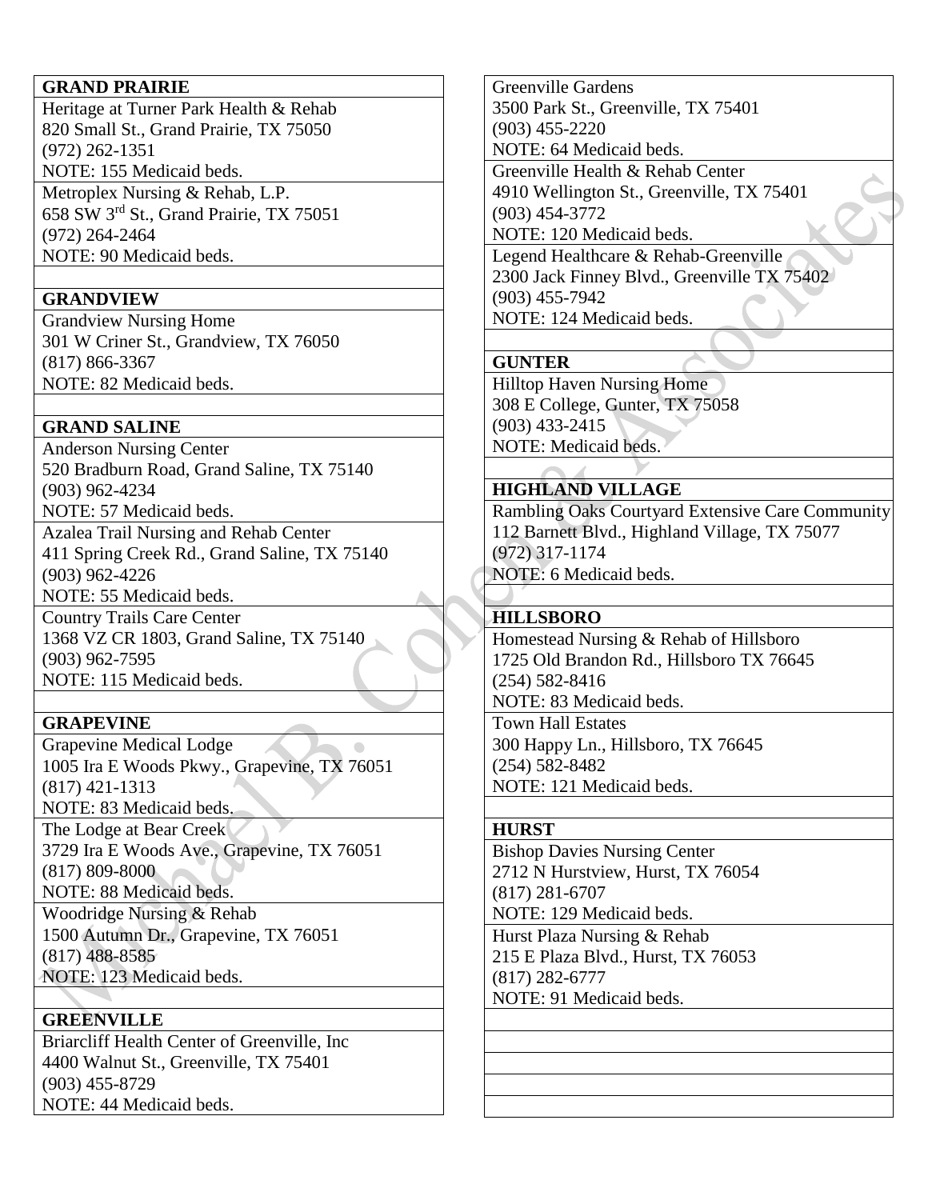**GRAND PRAIRIE**

Heritage at Turner Park Health & Rehab
820 Small St., Grand Prairie, TX 75050
(972) 262-1351
NOTE: 155 Medicaid beds.

Metroplex Nursing & Rehab, L.P.
658 SW 3rd St., Grand Prairie, TX 75051
(972) 264-2464
NOTE: 90 Medicaid beds.

**GRANDVIEW**

Grandview Nursing Home
301 W Criner St., Grandview, TX 76050
(817) 866-3367
NOTE: 82 Medicaid beds.

**GRAND SALINE**

Anderson Nursing Center
520 Bradburn Road, Grand Saline, TX 75140
(903) 962-4234
NOTE: 57 Medicaid beds.

Azalea Trail Nursing and Rehab Center
411 Spring Creek Rd., Grand Saline, TX 75140
(903) 962-4226
NOTE: 55 Medicaid beds.

Country Trails Care Center
1368 VZ CR 1803, Grand Saline, TX 75140
(903) 962-7595
NOTE: 115 Medicaid beds.

**GRAPEVINE**

Grapevine Medical Lodge
1005 Ira E Woods Pkwy., Grapevine, TX 76051
(817) 421-1313
NOTE: 83 Medicaid beds.

The Lodge at Bear Creek
3729 Ira E Woods Ave., Grapevine, TX 76051
(817) 809-8000
NOTE: 88 Medicaid beds.

Woodridge Nursing & Rehab
1500 Autumn Dr., Grapevine, TX 76051
(817) 488-8585
NOTE: 123 Medicaid beds.

**GREENVILLE**

Briarcliff Health Center of Greenville, Inc
4400 Walnut St., Greenville, TX 75401
(903) 455-8729
NOTE: 44 Medicaid beds.

Greenville Gardens
3500 Park St., Greenville, TX 75401
(903) 455-2220
NOTE: 64 Medicaid beds.

Greenville Health & Rehab Center
4910 Wellington St., Greenville, TX 75401
(903) 454-3772
NOTE: 120 Medicaid beds.

Legend Healthcare & Rehab-Greenville
2300 Jack Finney Blvd., Greenville TX 75402
(903) 455-7942
NOTE: 124 Medicaid beds.

**GUNTER**

Hilltop Haven Nursing Home
308 E College, Gunter, TX 75058
(903) 433-2415
NOTE: Medicaid beds.

**HIGHLAND VILLAGE**

Rambling Oaks Courtyard Extensive Care Community
112 Barnett Blvd., Highland Village, TX 75077
(972) 317-1174
NOTE: 6 Medicaid beds.

**HILLSBORO**

Homestead Nursing & Rehab of Hillsboro
1725 Old Brandon Rd., Hillsboro TX 76645
(254) 582-8416
NOTE: 83 Medicaid beds.

Town Hall Estates
300 Happy Ln., Hillsboro, TX 76645
(254) 582-8482
NOTE: 121 Medicaid beds.

**HURST**

Bishop Davies Nursing Center
2712 N Hurstview, Hurst, TX 76054
(817) 281-6707
NOTE: 129 Medicaid beds.

Hurst Plaza Nursing & Rehab
215 E Plaza Blvd., Hurst, TX 76053
(817) 282-6777
NOTE: 91 Medicaid beds.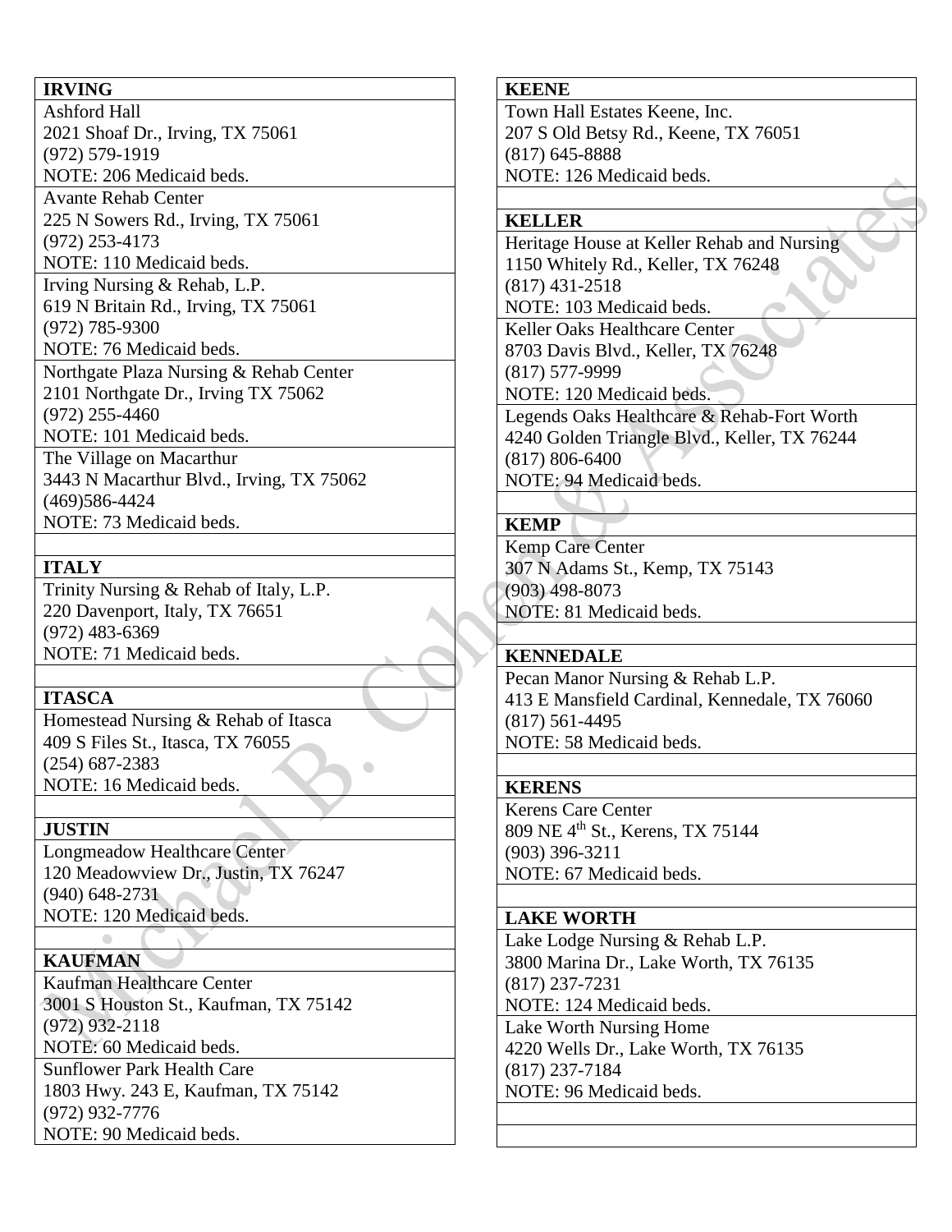**IRVING**

Ashford Hall
2021 Shoaf Dr., Irving, TX 75061
(972) 579-1919
NOTE: 206 Medicaid beds.

Avante Rehab Center
225 N Sowers Rd., Irving, TX 75061
(972) 253-4173
NOTE: 110 Medicaid beds.

Irving Nursing & Rehab, L.P.
619 N Britain Rd., Irving, TX 75061
(972) 785-9300
NOTE: 76 Medicaid beds.

Northgate Plaza Nursing & Rehab Center
2101 Northgate Dr., Irving TX 75062
(972) 255-4460
NOTE: 101 Medicaid beds.

The Village on Macarthur
3443 N Macarthur Blvd., Irving, TX 75062
(469)586-4424
NOTE: 73 Medicaid beds.

**ITALY**

Trinity Nursing & Rehab of Italy, L.P.
220 Davenport, Italy, TX 76651
(972) 483-6369
NOTE: 71 Medicaid beds.

**ITASCA**

Homestead Nursing & Rehab of Itasca
409 S Files St., Itasca, TX 76055
(254) 687-2383
NOTE: 16 Medicaid beds.

**JUSTIN**

Longmeadow Healthcare Center
120 Meadowview Dr., Justin, TX 76247
(940) 648-2731
NOTE: 120 Medicaid beds.

**KAUFMAN**

Kaufman Healthcare Center
3001 S Houston St., Kaufman, TX 75142
(972) 932-2118
NOTE: 60 Medicaid beds.

Sunflower Park Health Care
1803 Hwy. 243 E, Kaufman, TX 75142
(972) 932-7776
NOTE: 90 Medicaid beds.

**KEENE**

Town Hall Estates Keene, Inc.
207 S Old Betsy Rd., Keene, TX 76051
(817) 645-8888
NOTE: 126 Medicaid beds.

**KELLER**

Heritage House at Keller Rehab and Nursing
1150 Whitely Rd., Keller, TX 76248
(817) 431-2518
NOTE: 103 Medicaid beds.

Keller Oaks Healthcare Center
8703 Davis Blvd., Keller, TX 76248
(817) 577-9999
NOTE: 120 Medicaid beds.

Legends Oaks Healthcare & Rehab-Fort Worth
4240 Golden Triangle Blvd., Keller, TX 76244
(817) 806-6400
NOTE: 94 Medicaid beds.

**KEMP**

Kemp Care Center
307 N Adams St., Kemp, TX 75143
(903) 498-8073
NOTE: 81 Medicaid beds.

**KENNEDALE**

Pecan Manor Nursing & Rehab L.P.
413 E Mansfield Cardinal, Kennedale, TX 76060
(817) 561-4495
NOTE: 58 Medicaid beds.

**KERENS**

Kerens Care Center
809 NE 4th St., Kerens, TX 75144
(903) 396-3211
NOTE: 67 Medicaid beds.

**LAKE WORTH**

Lake Lodge Nursing & Rehab L.P.
3800 Marina Dr., Lake Worth, TX 76135
(817) 237-7231
NOTE: 124 Medicaid beds.

Lake Worth Nursing Home
4220 Wells Dr., Lake Worth, TX 76135
(817) 237-7184
NOTE: 96 Medicaid beds.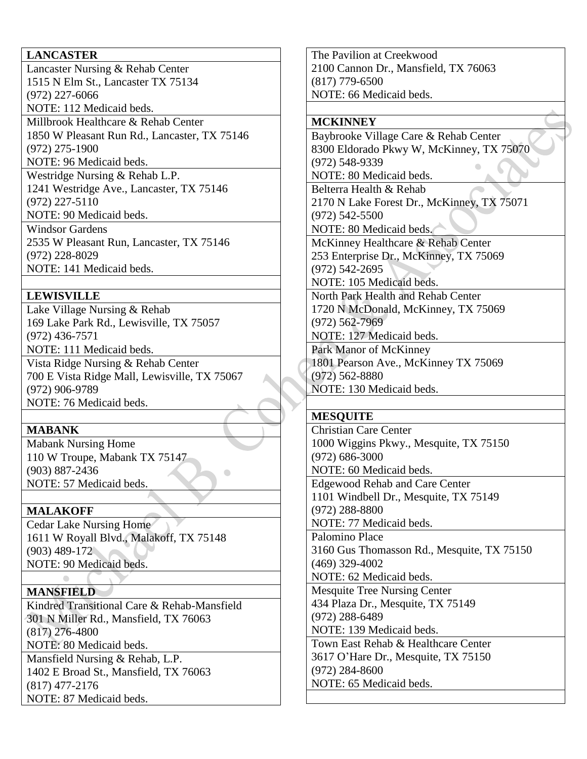**LANCASTER**

Lancaster Nursing & Rehab Center
1515 N Elm St., Lancaster TX 75134
(972) 227-6066
NOTE: 112 Medicaid beds.

Millbrook Healthcare & Rehab Center
1850 W Pleasant Run Rd., Lancaster, TX 75146
(972) 275-1900
NOTE: 96 Medicaid beds.

Westridge Nursing & Rehab L.P.
1241 Westridge Ave., Lancaster, TX 75146
(972) 227-5110
NOTE: 90 Medicaid beds.

Windsor Gardens
2535 W Pleasant Run, Lancaster, TX 75146
(972) 228-8029
NOTE: 141 Medicaid beds.

**LEWISVILLE**

Lake Village Nursing & Rehab
169 Lake Park Rd., Lewisville, TX 75057
(972) 436-7571
NOTE: 111 Medicaid beds.

Vista Ridge Nursing & Rehab Center
700 E Vista Ridge Mall, Lewisville, TX 75067
(972) 906-9789
NOTE: 76 Medicaid beds.

**MABANK**

Mabank Nursing Home
110 W Troupe, Mabank TX 75147
(903) 887-2436
NOTE: 57 Medicaid beds.

**MALAKOFF**

Cedar Lake Nursing Home
1611 W Royall Blvd., Malakoff, TX 75148
(903) 489-172
NOTE: 90 Medicaid beds.

**MANSFIELD**

Kindred Transitional Care & Rehab-Mansfield
301 N Miller Rd., Mansfield, TX 76063
(817) 276-4800
NOTE: 80 Medicaid beds.

Mansfield Nursing & Rehab, L.P.
1402 E Broad St., Mansfield, TX 76063
(817) 477-2176
NOTE: 87 Medicaid beds.

The Pavilion at Creekwood
2100 Cannon Dr., Mansfield, TX 76063
(817) 779-6500
NOTE: 66 Medicaid beds.

**MCKINNEY**

Baybrooke Village Care & Rehab Center
8300 Eldorado Pkwy W, McKinney, TX 75070
(972) 548-9339
NOTE: 80 Medicaid beds.

Belterra Health & Rehab
2170 N Lake Forest Dr., McKinney, TX 75071
(972) 542-5500
NOTE: 80 Medicaid beds.

McKinney Healthcare & Rehab Center
253 Enterprise Dr., McKinney, TX 75069
(972) 542-2695
NOTE: 105 Medicaid beds.

North Park Health and Rehab Center
1720 N McDonald, McKinney, TX 75069
(972) 562-7969
NOTE: 127 Medicaid beds.

Park Manor of McKinney
1801 Pearson Ave., McKinney TX 75069
(972) 562-8880
NOTE: 130 Medicaid beds.

**MESQUITE**

Christian Care Center
1000 Wiggins Pkwy., Mesquite, TX 75150
(972) 686-3000
NOTE: 60 Medicaid beds.

Edgewood Rehab and Care Center
1101 Windbell Dr., Mesquite, TX 75149
(972) 288-8800
NOTE: 77 Medicaid beds.

Palomino Place
3160 Gus Thomasson Rd., Mesquite, TX 75150
(469) 329-4002
NOTE: 62 Medicaid beds.

Mesquite Tree Nursing Center
434 Plaza Dr., Mesquite, TX 75149
(972) 288-6489
NOTE: 139 Medicaid beds.

Town East Rehab & Healthcare Center
3617 O'Hare Dr., Mesquite, TX 75150
(972) 284-8600
NOTE: 65 Medicaid beds.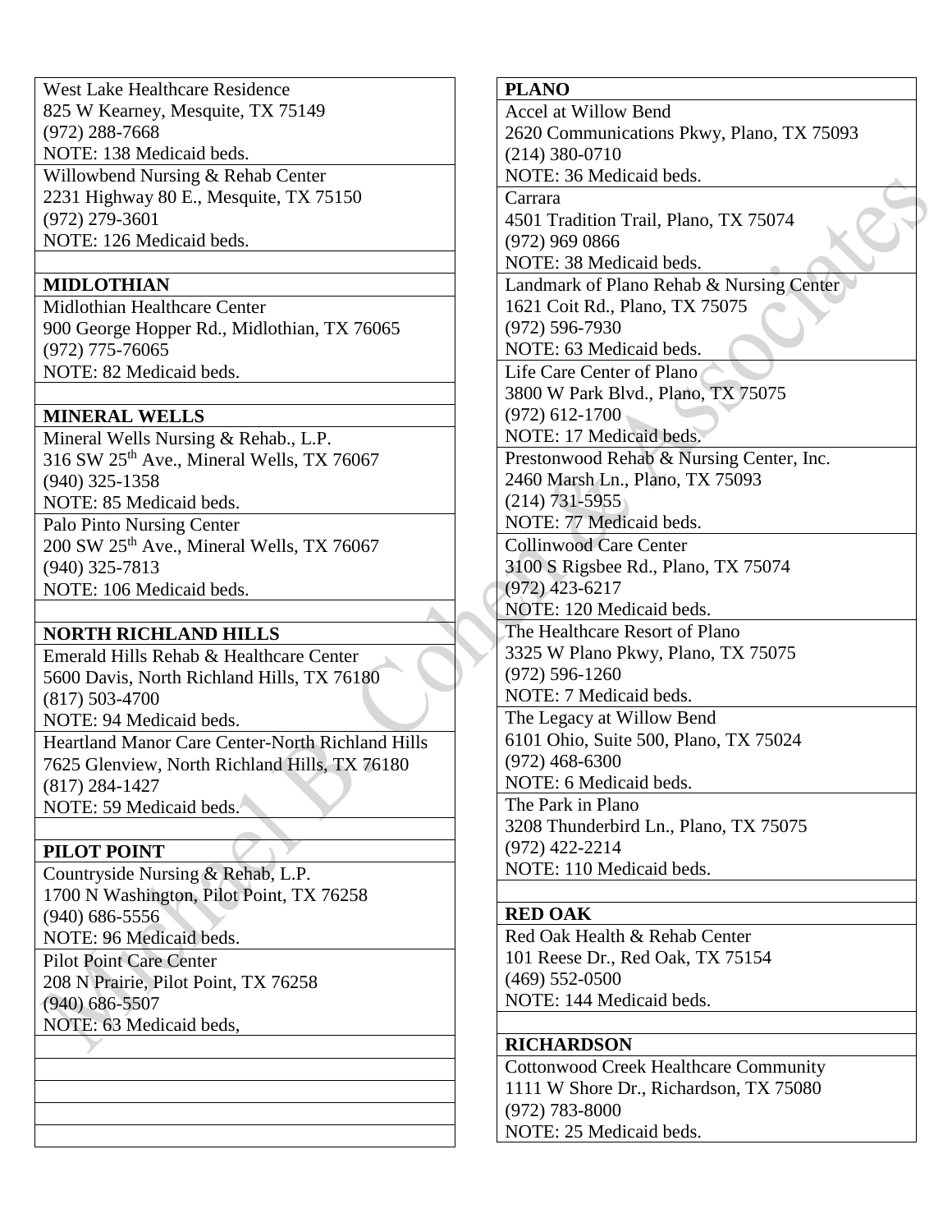West Lake Healthcare Residence
825 W Kearney, Mesquite, TX 75149
(972) 288-7668
NOTE: 138 Medicaid beds.

Willowbend Nursing & Rehab Center
2231 Highway 80 E., Mesquite, TX 75150
(972) 279-3601
NOTE: 126 Medicaid beds.

**MIDLOTHIAN**

Midlothian Healthcare Center
900 George Hopper Rd., Midlothian, TX 76065
(972) 775-76065
NOTE: 82 Medicaid beds.

**MINERAL WELLS**

Mineral Wells Nursing & Rehab., L.P.
316 SW 25th Ave., Mineral Wells, TX 76067
(940) 325-1358
NOTE: 85 Medicaid beds.

Palo Pinto Nursing Center
200 SW 25th Ave., Mineral Wells, TX 76067
(940) 325-7813
NOTE: 106 Medicaid beds.

**NORTH RICHLAND HILLS**

Emerald Hills Rehab & Healthcare Center
5600 Davis, North Richland Hills, TX 76180
(817) 503-4700
NOTE: 94 Medicaid beds.

Heartland Manor Care Center-North Richland Hills
7625 Glenview, North Richland Hills, TX 76180
(817) 284-1427
NOTE: 59 Medicaid beds.

**PILOT POINT**

Countryside Nursing & Rehab, L.P.
1700 N Washington, Pilot Point, TX 76258
(940) 686-5556
NOTE: 96 Medicaid beds.

Pilot Point Care Center
208 N Prairie, Pilot Point, TX 76258
(940) 686-5507
NOTE: 63 Medicaid beds,

**PLANO**

Accel at Willow Bend
2620 Communications Pkwy, Plano, TX 75093
(214) 380-0710
NOTE: 36 Medicaid beds.

Carrara
4501 Tradition Trail, Plano, TX 75074
(972) 969 0866
NOTE: 38 Medicaid beds.

Landmark of Plano Rehab & Nursing Center
1621 Coit Rd., Plano, TX 75075
(972) 596-7930
NOTE: 63 Medicaid beds.

Life Care Center of Plano
3800 W Park Blvd., Plano, TX 75075
(972) 612-1700
NOTE: 17 Medicaid beds.

Prestonwood Rehab & Nursing Center, Inc.
2460 Marsh Ln., Plano, TX 75093
(214) 731-5955
NOTE: 77 Medicaid beds.

Collinwood Care Center
3100 S Rigsbee Rd., Plano, TX 75074
(972) 423-6217
NOTE: 120 Medicaid beds.

The Healthcare Resort of Plano
3325 W Plano Pkwy, Plano, TX 75075
(972) 596-1260
NOTE: 7 Medicaid beds.

The Legacy at Willow Bend
6101 Ohio, Suite 500, Plano, TX 75024
(972) 468-6300
NOTE: 6 Medicaid beds.

The Park in Plano
3208 Thunderbird Ln., Plano, TX 75075
(972) 422-2214
NOTE: 110 Medicaid beds.

**RED OAK**

Red Oak Health & Rehab Center
101 Reese Dr., Red Oak, TX 75154
(469) 552-0500
NOTE: 144 Medicaid beds.

**RICHARDSON**

Cottonwood Creek Healthcare Community
1111 W Shore Dr., Richardson, TX 75080
(972) 783-8000
NOTE: 25 Medicaid beds.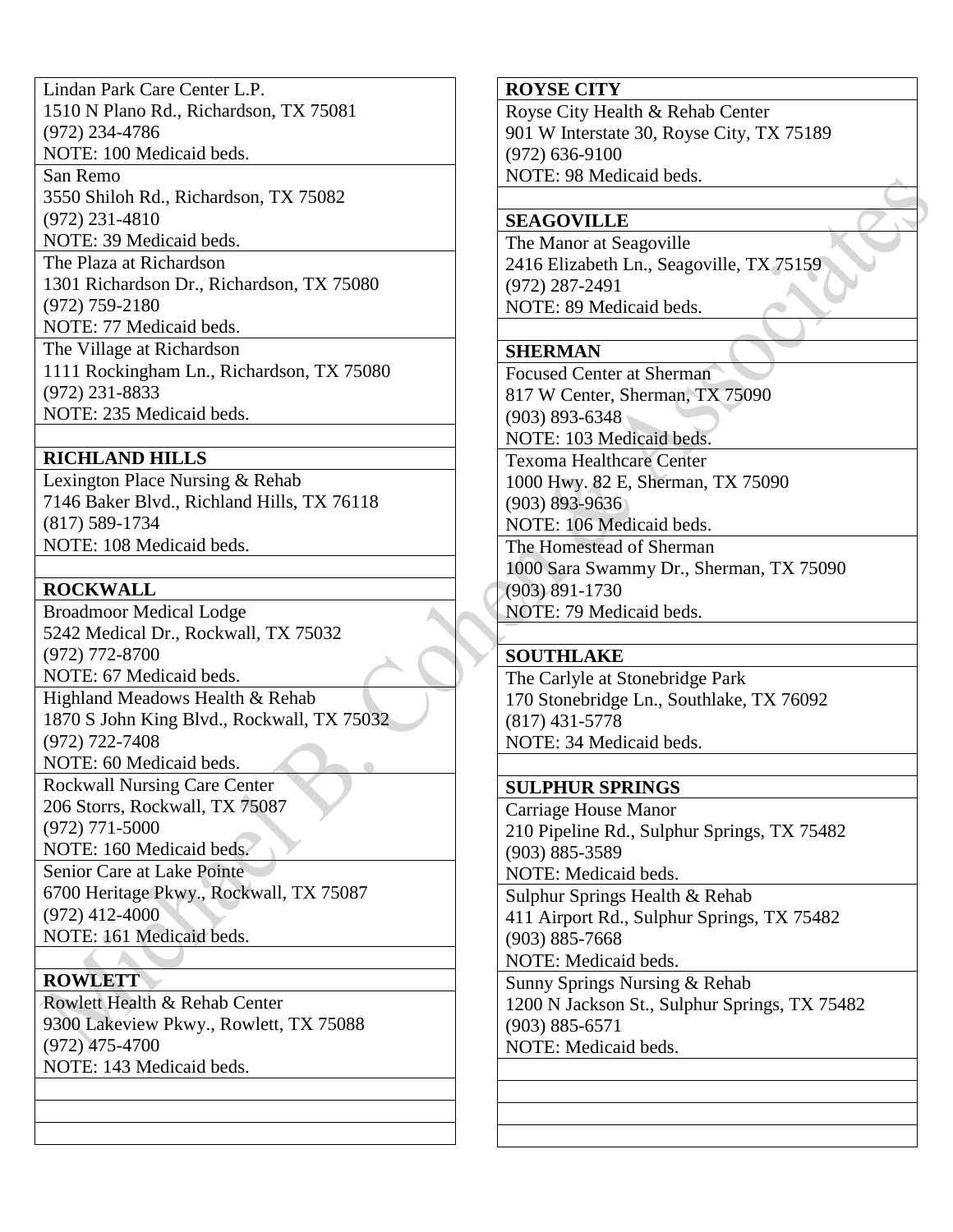Lindan Park Care Center L.P.
1510 N Plano Rd., Richardson, TX 75081
(972) 234-4786
NOTE: 100 Medicaid beds.

San Remo
3550 Shiloh Rd., Richardson, TX 75082
(972) 231-4810
NOTE: 39 Medicaid beds.

The Plaza at Richardson
1301 Richardson Dr., Richardson, TX 75080
(972) 759-2180
NOTE: 77 Medicaid beds.

The Village at Richardson
1111 Rockingham Ln., Richardson, TX 75080
(972) 231-8833
NOTE: 235 Medicaid beds.

**RICHLAND HILLS**

Lexington Place Nursing & Rehab
7146 Baker Blvd., Richland Hills, TX 76118
(817) 589-1734
NOTE: 108 Medicaid beds.

**ROCKWALL**

Broadmoor Medical Lodge
5242 Medical Dr., Rockwall, TX 75032
(972) 772-8700
NOTE: 67 Medicaid beds.

Highland Meadows Health & Rehab
1870 S John King Blvd., Rockwall, TX 75032
(972) 722-7408
NOTE: 60 Medicaid beds.

Rockwall Nursing Care Center
206 Storrs, Rockwall, TX 75087
(972) 771-5000
NOTE: 160 Medicaid beds.

Senior Care at Lake Pointe
6700 Heritage Pkwy., Rockwall, TX 75087
(972) 412-4000
NOTE: 161 Medicaid beds.

**ROWLETT**

Rowlett Health & Rehab Center
9300 Lakeview Pkwy., Rowlett, TX 75088
(972) 475-4700
NOTE: 143 Medicaid beds.

**ROYSE CITY**

Royse City Health & Rehab Center
901 W Interstate 30, Royse City, TX 75189
(972) 636-9100
NOTE: 98 Medicaid beds.

**SEAGOVILLE**

The Manor at Seagoville
2416 Elizabeth Ln., Seagoville, TX 75159
(972) 287-2491
NOTE: 89 Medicaid beds.

**SHERMAN**

Focused Center at Sherman
817 W Center, Sherman, TX 75090
(903) 893-6348
NOTE: 103 Medicaid beds.

Texoma Healthcare Center
1000 Hwy. 82 E, Sherman, TX 75090
(903) 893-9636
NOTE: 106 Medicaid beds.

The Homestead of Sherman
1000 Sara Swammy Dr., Sherman, TX 75090
(903) 891-1730
NOTE: 79 Medicaid beds.

**SOUTHLAKE**

The Carlyle at Stonebridge Park
170 Stonebridge Ln., Southlake, TX 76092
(817) 431-5778
NOTE: 34 Medicaid beds.

**SULPHUR SPRINGS**

Carriage House Manor
210 Pipeline Rd., Sulphur Springs, TX 75482
(903) 885-3589
NOTE: Medicaid beds.

Sulphur Springs Health & Rehab
411 Airport Rd., Sulphur Springs, TX 75482
(903) 885-7668
NOTE: Medicaid beds.

Sunny Springs Nursing & Rehab
1200 N Jackson St., Sulphur Springs, TX 75482
(903) 885-6571
NOTE: Medicaid beds.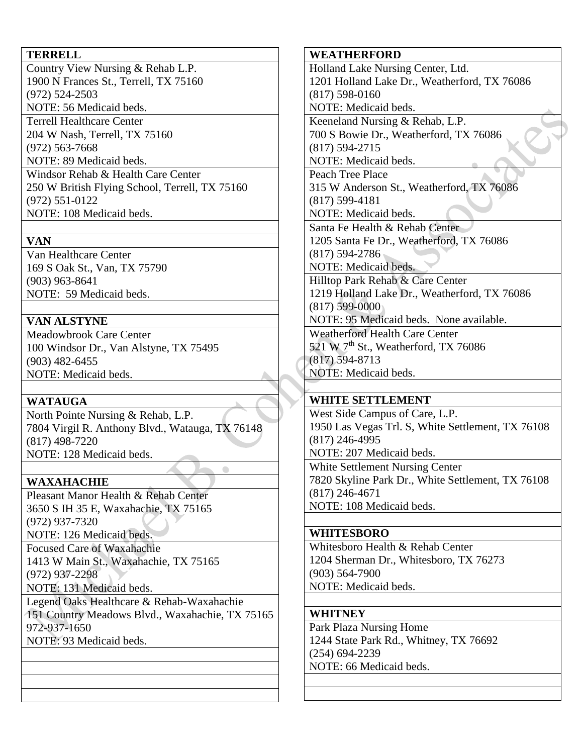**TERRELL**

Country View Nursing & Rehab L.P.
1900 N Frances St., Terrell, TX 75160
(972) 524-2503
NOTE: 56 Medicaid beds.

Terrell Healthcare Center
204 W Nash, Terrell, TX 75160
(972) 563-7668
NOTE: 89 Medicaid beds.

Windsor Rehab & Health Care Center
250 W British Flying School, Terrell, TX 75160
(972) 551-0122
NOTE: 108 Medicaid beds.

**VAN**

Van Healthcare Center
169 S Oak St., Van, TX 75790
(903) 963-8641
NOTE: 59 Medicaid beds.

**VAN ALSTYNE**

Meadowbrook Care Center
100 Windsor Dr., Van Alstyne, TX 75495
(903) 482-6455
NOTE: Medicaid beds.

**WATAUGA**

North Pointe Nursing & Rehab, L.P.
7804 Virgil R. Anthony Blvd., Watauga, TX 76148
(817) 498-7220
NOTE: 128 Medicaid beds.

**WAXAHACHIE**

Pleasant Manor Health & Rehab Center
3650 S IH 35 E, Waxahachie, TX 75165
(972) 937-7320
NOTE: 126 Medicaid beds.

Focused Care of Waxahachie
1413 W Main St., Waxahachie, TX 75165
(972) 937-2298
NOTE: 131 Medicaid beds.

Legend Oaks Healthcare & Rehab-Waxahachie
151 Country Meadows Blvd., Waxahachie, TX 75165
972-937-1650
NOTE: 93 Medicaid beds.

**WEATHERFORD**

Holland Lake Nursing Center, Ltd.
1201 Holland Lake Dr., Weatherford, TX 76086
(817) 598-0160
NOTE: Medicaid beds.

Keeneland Nursing & Rehab, L.P.
700 S Bowie Dr., Weatherford, TX 76086
(817) 594-2715
NOTE: Medicaid beds.

Peach Tree Place
315 W Anderson St., Weatherford, TX 76086
(817) 599-4181
NOTE: Medicaid beds.

Santa Fe Health & Rehab Center
1205 Santa Fe Dr., Weatherford, TX 76086
(817) 594-2786
NOTE: Medicaid beds.

Hilltop Park Rehab & Care Center
1219 Holland Lake Dr., Weatherford, TX 76086
(817) 599-0000
NOTE: 95 Medicaid beds. None available.

Weatherford Health Care Center
521 W 7th St., Weatherford, TX 76086
(817) 594-8713
NOTE: Medicaid beds.

**WHITE SETTLEMENT**

West Side Campus of Care, L.P.
1950 Las Vegas Trl. S, White Settlement, TX 76108
(817) 246-4995
NOTE: 207 Medicaid beds.

White Settlement Nursing Center
7820 Skyline Park Dr., White Settlement, TX 76108
(817) 246-4671
NOTE: 108 Medicaid beds.

**WHITESBORO**

Whitesboro Health & Rehab Center
1204 Sherman Dr., Whitesboro, TX 76273
(903) 564-7900
NOTE: Medicaid beds.

**WHITNEY**

Park Plaza Nursing Home
1244 State Park Rd., Whitney, TX 76692
(254) 694-2239
NOTE: 66 Medicaid beds.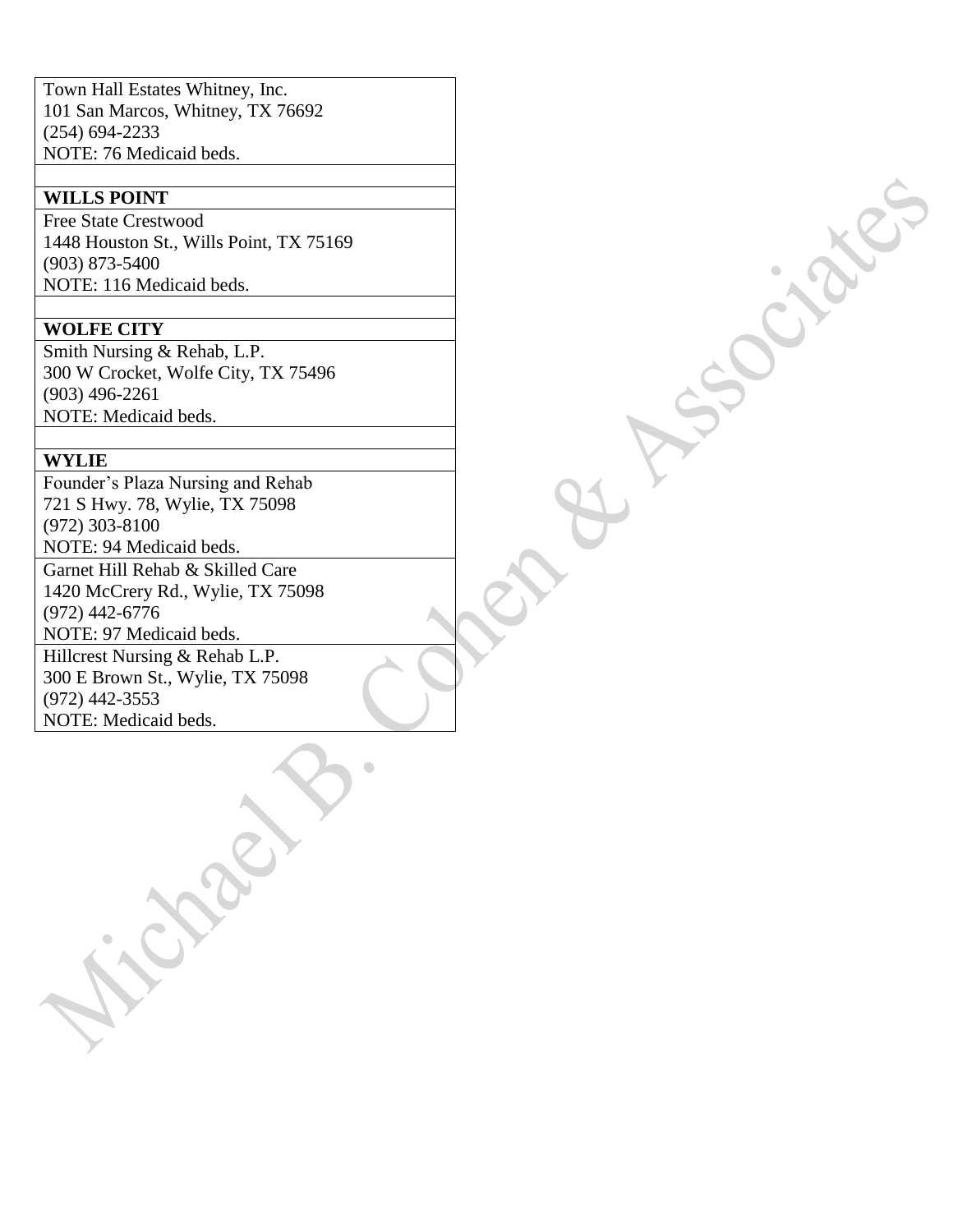| |
|---|
| Town Hall Estates Whitney, Inc.<br>101 San Marcos, Whitney, TX 76692<br>(254) 694-2233<br>NOTE: 76 Medicaid beds. |
| |
| **WILLS POINT** |
| Free State Crestwood<br>1448 Houston St., Wills Point, TX 75169<br>(903) 873-5400<br>NOTE: 116 Medicaid beds. |
| |
| **WOLFE CITY** |
| Smith Nursing & Rehab, L.P.<br>300 W Crocket, Wolfe City, TX 75496<br>(903) 496-2261<br>NOTE: Medicaid beds. |
| |
| **WYLIE** |
| Founder's Plaza Nursing and Rehab<br>721 S Hwy. 78, Wylie, TX 75098<br>(972) 303-8100<br>NOTE: 94 Medicaid beds. |
| Garnet Hill Rehab & Skilled Care<br>1420 McCrery Rd., Wylie, TX 75098<br>(972) 442-6776<br>NOTE: 97 Medicaid beds. |
| Hillcrest Nursing & Rehab L.P.<br>300 E Brown St., Wylie, TX 75098<br>(972) 442-3553<br>NOTE: Medicaid beds. |